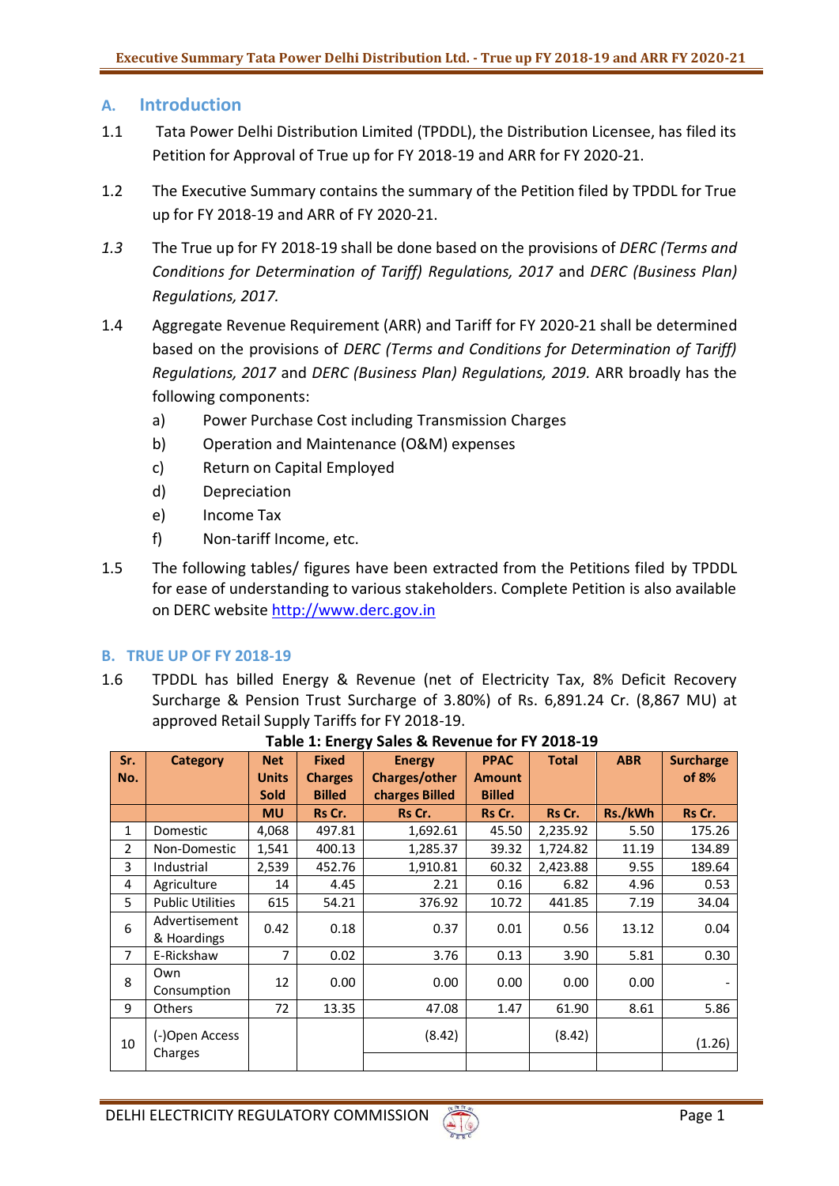## A. Introduction

1.1 Tata Power Delhi Distribution Limited (TPDDL), the Distribution Licensee, has filed its Petition for Approval of True up for FY 2018-19 and ARR for FY 2020-21.

1.2 The Executive Summary contains the summary of the Petition filed by TPDDL for True up for FY 2018-19 and ARR of FY 2020-21.

*1.3* The True up for FY 2018-19 shall be done based on the provisions of *DERC (Terms and Conditions for Determination of Tariff) Regulations, 2017* and *DERC (Business Plan) Regulations, 2017.*

1.4 Aggregate Revenue Requirement (ARR) and Tariff for FY 2020-21 shall be determined based on the provisions of *DERC (Terms and Conditions for Determination of Tariff) Regulations, 2017* and *DERC (Business Plan) Regulations, 2019.* ARR broadly has the following components:

a) Power Purchase Cost including Transmission Charges
b) Operation and Maintenance (O&M) expenses
c) Return on Capital Employed
d) Depreciation
e) Income Tax
f) Non-tariff Income, etc.

1.5 The following tables/ figures have been extracted from the Petitions filed by TPDDL for ease of understanding to various stakeholders. Complete Petition is also available on DERC website http://www.derc.gov.in

## B. TRUE UP OF FY 2018-19

1.6 TPDDL has billed Energy & Revenue (net of Electricity Tax, 8% Deficit Recovery Surcharge & Pension Trust Surcharge of 3.80%) of Rs. 6,891.24 Cr. (8,867 MU) at approved Retail Supply Tariffs for FY 2018-19.

**Table 1: Energy Sales & Revenue for FY 2018-19**

| Sr. No. | Category | Net Units Sold | Fixed Charges Billed | Energy Charges/other charges Billed | PPAC Amount Billed | Total | ABR | Surcharge of 8% |
|---|---|---|---|---|---|---|---|---|
| | | MU | Rs Cr. | Rs Cr. | Rs Cr. | Rs Cr. | Rs./kWh | Rs Cr. |
| 1 | Domestic | 4,068 | 497.81 | 1,692.61 | 45.50 | 2,235.92 | 5.50 | 175.26 |
| 2 | Non-Domestic | 1,541 | 400.13 | 1,285.37 | 39.32 | 1,724.82 | 11.19 | 134.89 |
| 3 | Industrial | 2,539 | 452.76 | 1,910.81 | 60.32 | 2,423.88 | 9.55 | 189.64 |
| 4 | Agriculture | 14 | 4.45 | 2.21 | 0.16 | 6.82 | 4.96 | 0.53 |
| 5 | Public Utilities | 615 | 54.21 | 376.92 | 10.72 | 441.85 | 7.19 | 34.04 |
| 6 | Advertisement & Hoardings | 0.42 | 0.18 | 0.37 | 0.01 | 0.56 | 13.12 | 0.04 |
| 7 | E-Rickshaw | 7 | 0.02 | 3.76 | 0.13 | 3.90 | 5.81 | 0.30 |
| 8 | Own Consumption | 12 | 0.00 | 0.00 | 0.00 | 0.00 | 0.00 | - |
| 9 | Others | 72 | 13.35 | 47.08 | 1.47 | 61.90 | 8.61 | 5.86 |
| 10 | (-)Open Access Charges | | | (8.42) | | (8.42) | | (1.26) |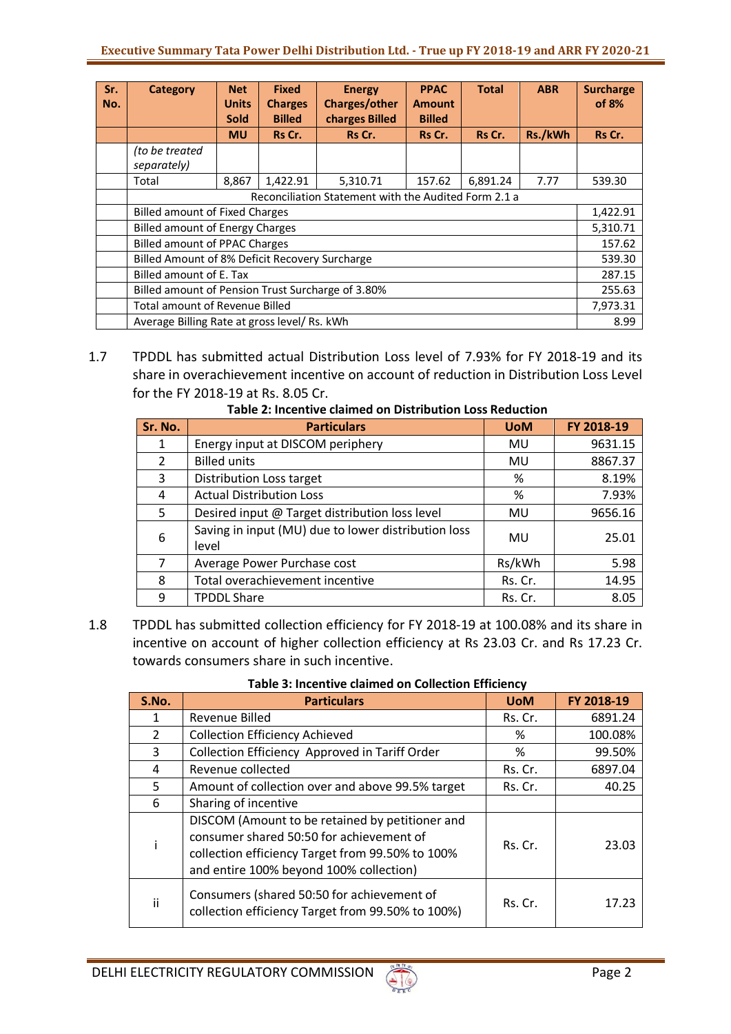| Sr. No. | Category | Net Units Sold | Fixed Charges Billed | Energy Charges/other charges Billed | PPAC Amount Billed | Total | ABR | Surcharge of 8% |
|---|---|---|---|---|---|---|---|---|
| | | MU | Rs Cr. | Rs Cr. | Rs Cr. | Rs Cr. | Rs./kWh | Rs Cr. |
| | *(to be treated separately)* | | | | | | | |
| | Total | 8,867 | 1,422.91 | 5,310.71 | 157.62 | 6,891.24 | 7.77 | 539.30 |
| | Reconciliation Statement with the Audited Form 2.1 a | | | | | | | |
| | Billed amount of Fixed Charges | | | | | | | 1,422.91 |
| | Billed amount of Energy Charges | | | | | | | 5,310.71 |
| | Billed amount of PPAC Charges | | | | | | | 157.62 |
| | Billed Amount of 8% Deficit Recovery Surcharge | | | | | | | 539.30 |
| | Billed amount of E. Tax | | | | | | | 287.15 |
| | Billed amount of Pension Trust Surcharge of 3.80% | | | | | | | 255.63 |
| | Total amount of Revenue Billed | | | | | | | 7,973.31 |
| | Average Billing Rate at gross level/ Rs. kWh | | | | | | | 8.99 |

1.7 TPDDL has submitted actual Distribution Loss level of 7.93% for FY 2018-19 and its share in overachievement incentive on account of reduction in Distribution Loss Level for the FY 2018-19 at Rs. 8.05 Cr.

**Table 2: Incentive claimed on Distribution Loss Reduction**

| Sr. No. | Particulars | UoM | FY 2018-19 |
|---|---|---|---|
| 1 | Energy input at DISCOM periphery | MU | 9631.15 |
| 2 | Billed units | MU | 8867.37 |
| 3 | Distribution Loss target | % | 8.19% |
| 4 | Actual Distribution Loss | % | 7.93% |
| 5 | Desired input @ Target distribution loss level | MU | 9656.16 |
| 6 | Saving in input (MU) due to lower distribution loss level | MU | 25.01 |
| 7 | Average Power Purchase cost | Rs/kWh | 5.98 |
| 8 | Total overachievement incentive | Rs. Cr. | 14.95 |
| 9 | TPDDL Share | Rs. Cr. | 8.05 |

1.8 TPDDL has submitted collection efficiency for FY 2018-19 at 100.08% and its share in incentive on account of higher collection efficiency at Rs 23.03 Cr. and Rs 17.23 Cr. towards consumers share in such incentive.

**Table 3: Incentive claimed on Collection Efficiency**

| S.No. | Particulars | UoM | FY 2018-19 |
|---|---|---|---|
| 1 | Revenue Billed | Rs. Cr. | 6891.24 |
| 2 | Collection Efficiency Achieved | % | 100.08% |
| 3 | Collection Efficiency Approved in Tariff Order | % | 99.50% |
| 4 | Revenue collected | Rs. Cr. | 6897.04 |
| 5 | Amount of collection over and above 99.5% target | Rs. Cr. | 40.25 |
| 6 | Sharing of incentive | | |
| i | DISCOM (Amount to be retained by petitioner and consumer shared 50:50 for achievement of collection efficiency Target from 99.50% to 100% and entire 100% beyond 100% collection) | Rs. Cr. | 23.03 |
| ii | Consumers (shared 50:50 for achievement of collection efficiency Target from 99.50% to 100%) | Rs. Cr. | 17.23 |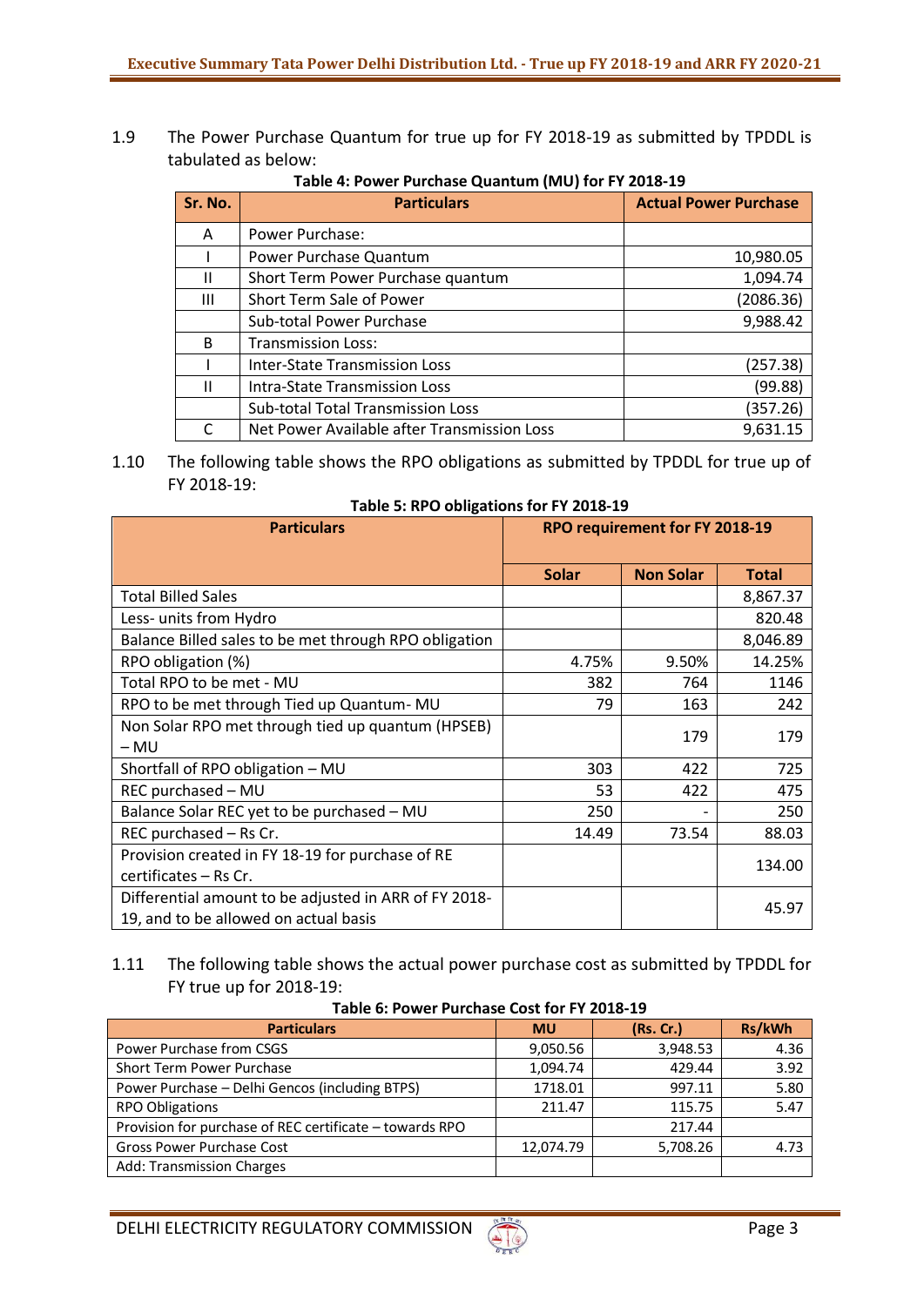1.9 The Power Purchase Quantum for true up for FY 2018-19 as submitted by TPDDL is tabulated as below:

**Table 4: Power Purchase Quantum (MU) for FY 2018-19**

| Sr. No. | Particulars | Actual Power Purchase |
|---|---|---|
| A | Power Purchase: | |
| I | Power Purchase Quantum | 10,980.05 |
| II | Short Term Power Purchase quantum | 1,094.74 |
| III | Short Term Sale of Power | (2086.36) |
| | Sub-total Power Purchase | 9,988.42 |
| B | Transmission Loss: | |
| I | Inter-State Transmission Loss | (257.38) |
| II | Intra-State Transmission Loss | (99.88) |
| | Sub-total Total Transmission Loss | (357.26) |
| C | Net Power Available after Transmission Loss | 9,631.15 |

1.10 The following table shows the RPO obligations as submitted by TPDDL for true up of FY 2018-19:

**Table 5: RPO obligations for FY 2018-19**

| Particulars | RPO requirement for FY 2018-19 | | |
|---|---|---|---|
| | Solar | Non Solar | Total |
| Total Billed Sales | | | 8,867.37 |
| Less- units from Hydro | | | 820.48 |
| Balance Billed sales to be met through RPO obligation | | | 8,046.89 |
| RPO obligation (%) | 4.75% | 9.50% | 14.25% |
| Total RPO to be met - MU | 382 | 764 | 1146 |
| RPO to be met through Tied up Quantum- MU | 79 | 163 | 242 |
| Non Solar RPO met through tied up quantum (HPSEB) – MU | | 179 | 179 |
| Shortfall of RPO obligation – MU | 303 | 422 | 725 |
| REC purchased – MU | 53 | 422 | 475 |
| Balance Solar REC yet to be purchased – MU | 250 | - | 250 |
| REC purchased – Rs Cr. | 14.49 | 73.54 | 88.03 |
| Provision created in FY 18-19 for purchase of RE certificates – Rs Cr. | | | 134.00 |
| Differential amount to be adjusted in ARR of FY 2018-19, and to be allowed on actual basis | | | 45.97 |

1.11 The following table shows the actual power purchase cost as submitted by TPDDL for FY true up for 2018-19:

**Table 6: Power Purchase Cost for FY 2018-19**

| Particulars | MU | (Rs. Cr.) | Rs/kWh |
|---|---|---|---|
| Power Purchase from CSGS | 9,050.56 | 3,948.53 | 4.36 |
| Short Term Power Purchase | 1,094.74 | 429.44 | 3.92 |
| Power Purchase – Delhi Gencos (including BTPS) | 1718.01 | 997.11 | 5.80 |
| RPO Obligations | 211.47 | 115.75 | 5.47 |
| Provision for purchase of REC certificate – towards RPO | | 217.44 | |
| Gross Power Purchase Cost | 12,074.79 | 5,708.26 | 4.73 |
| Add: Transmission Charges | | | |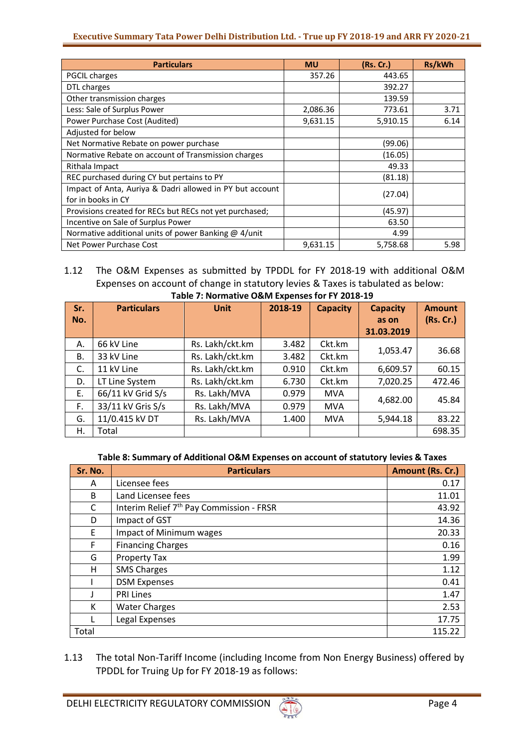| Particulars | MU | (Rs. Cr.) | Rs/kWh |
|---|---|---|---|
| PGCIL charges | 357.26 | 443.65 | |
| DTL charges | | 392.27 | |
| Other transmission charges | | 139.59 | |
| Less: Sale of Surplus Power | 2,086.36 | 773.61 | 3.71 |
| Power Purchase Cost (Audited) | 9,631.15 | 5,910.15 | 6.14 |
| Adjusted for below | | | |
| Net Normative Rebate on power purchase | | (99.06) | |
| Normative Rebate on account of Transmission charges | | (16.05) | |
| Rithala Impact | | 49.33 | |
| REC purchased during CY but pertains to PY | | (81.18) | |
| Impact of Anta, Auriya & Dadri allowed in PY but account for in books in CY | | (27.04) | |
| Provisions created for RECs but RECs not yet purchased; | | (45.97) | |
| Incentive on Sale of Surplus Power | | 63.50 | |
| Normative additional units of power Banking @ 4/unit | | 4.99 | |
| Net Power Purchase Cost | 9,631.15 | 5,758.68 | 5.98 |

1.12 The O&M Expenses as submitted by TPDDL for FY 2018-19 with additional O&M Expenses on account of change in statutory levies & Taxes is tabulated as below:

**Table 7: Normative O&M Expenses for FY 2018-19**

| Sr. No. | Particulars | Unit | 2018-19 | Capacity | Capacity as on 31.03.2019 | Amount (Rs. Cr.) |
|---|---|---|---|---|---|---|
| A. | 66 kV Line | Rs. Lakh/ckt.km | 3.482 | Ckt.km | 1,053.47 | 36.68 |
| B. | 33 kV Line | Rs. Lakh/ckt.km | 3.482 | Ckt.km | | |
| C. | 11 kV Line | Rs. Lakh/ckt.km | 0.910 | Ckt.km | 6,609.57 | 60.15 |
| D. | LT Line System | Rs. Lakh/ckt.km | 6.730 | Ckt.km | 7,020.25 | 472.46 |
| E. | 66/11 kV Grid S/s | Rs. Lakh/MVA | 0.979 | MVA | 4,682.00 | 45.84 |
| F. | 33/11 kV Gris S/s | Rs. Lakh/MVA | 0.979 | MVA | | |
| G. | 11/0.415 kV DT | Rs. Lakh/MVA | 1.400 | MVA | 5,944.18 | 83.22 |
| H. | Total | | | | | 698.35 |

**Table 8: Summary of Additional O&M Expenses on account of statutory levies & Taxes**

| Sr. No. | Particulars | Amount (Rs. Cr.) |
|---|---|---|
| A | Licensee fees | 0.17 |
| B | Land Licensee fees | 11.01 |
| C | Interim Relief 7th Pay Commission - FRSR | 43.92 |
| D | Impact of GST | 14.36 |
| E | Impact of Minimum wages | 20.33 |
| F | Financing Charges | 0.16 |
| G | Property Tax | 1.99 |
| H | SMS Charges | 1.12 |
| I | DSM Expenses | 0.41 |
| J | PRI Lines | 1.47 |
| K | Water Charges | 2.53 |
| L | Legal Expenses | 17.75 |
| Total | | 115.22 |

1.13 The total Non-Tariff Income (including Income from Non Energy Business) offered by TPDDL for Truing Up for FY 2018-19 as follows: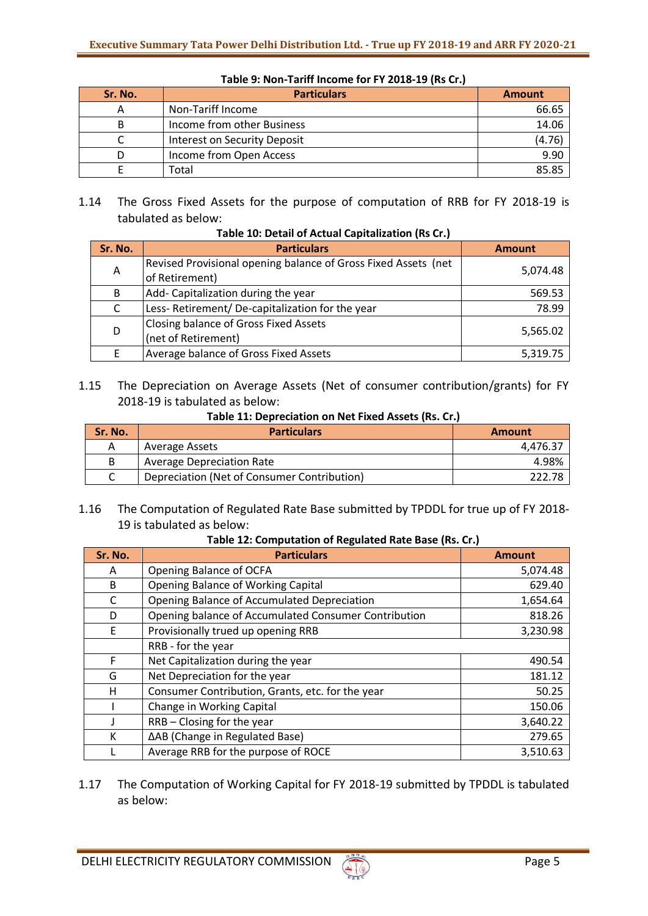**Table 9: Non-Tariff Income for FY 2018-19 (Rs Cr.)**

| Sr. No. | Particulars | Amount |
|---|---|---|
| A | Non-Tariff Income | 66.65 |
| B | Income from other Business | 14.06 |
| C | Interest on Security Deposit | (4.76) |
| D | Income from Open Access | 9.90 |
| E | Total | 85.85 |

1.14 The Gross Fixed Assets for the purpose of computation of RRB for FY 2018-19 is tabulated as below:

**Table 10: Detail of Actual Capitalization (Rs Cr.)**

| Sr. No. | Particulars | Amount |
|---|---|---|
| A | Revised Provisional opening balance of Gross Fixed Assets (net of Retirement) | 5,074.48 |
| B | Add- Capitalization during the year | 569.53 |
| C | Less- Retirement/ De-capitalization for the year | 78.99 |
| D | Closing balance of Gross Fixed Assets (net of Retirement) | 5,565.02 |
| E | Average balance of Gross Fixed Assets | 5,319.75 |

1.15 The Depreciation on Average Assets (Net of consumer contribution/grants) for FY 2018-19 is tabulated as below:

**Table 11: Depreciation on Net Fixed Assets (Rs. Cr.)**

| Sr. No. | Particulars | Amount |
|---|---|---|
| A | Average Assets | 4,476.37 |
| B | Average Depreciation Rate | 4.98% |
| C | Depreciation (Net of Consumer Contribution) | 222.78 |

1.16 The Computation of Regulated Rate Base submitted by TPDDL for true up of FY 2018-19 is tabulated as below:

**Table 12: Computation of Regulated Rate Base (Rs. Cr.)**

| Sr. No. | Particulars | Amount |
|---|---|---|
| A | Opening Balance of OCFA | 5,074.48 |
| B | Opening Balance of Working Capital | 629.40 |
| C | Opening Balance of Accumulated Depreciation | 1,654.64 |
| D | Opening balance of Accumulated Consumer Contribution | 818.26 |
| E | Provisionally trued up opening RRB | 3,230.98 |
| | RRB - for the year | |
| F | Net Capitalization during the year | 490.54 |
| G | Net Depreciation for the year | 181.12 |
| H | Consumer Contribution, Grants, etc. for the year | 50.25 |
| I | Change in Working Capital | 150.06 |
| J | RRB – Closing for the year | 3,640.22 |
| K | ΔAB (Change in Regulated Base) | 279.65 |
| L | Average RRB for the purpose of ROCE | 3,510.63 |

1.17 The Computation of Working Capital for FY 2018-19 submitted by TPDDL is tabulated as below: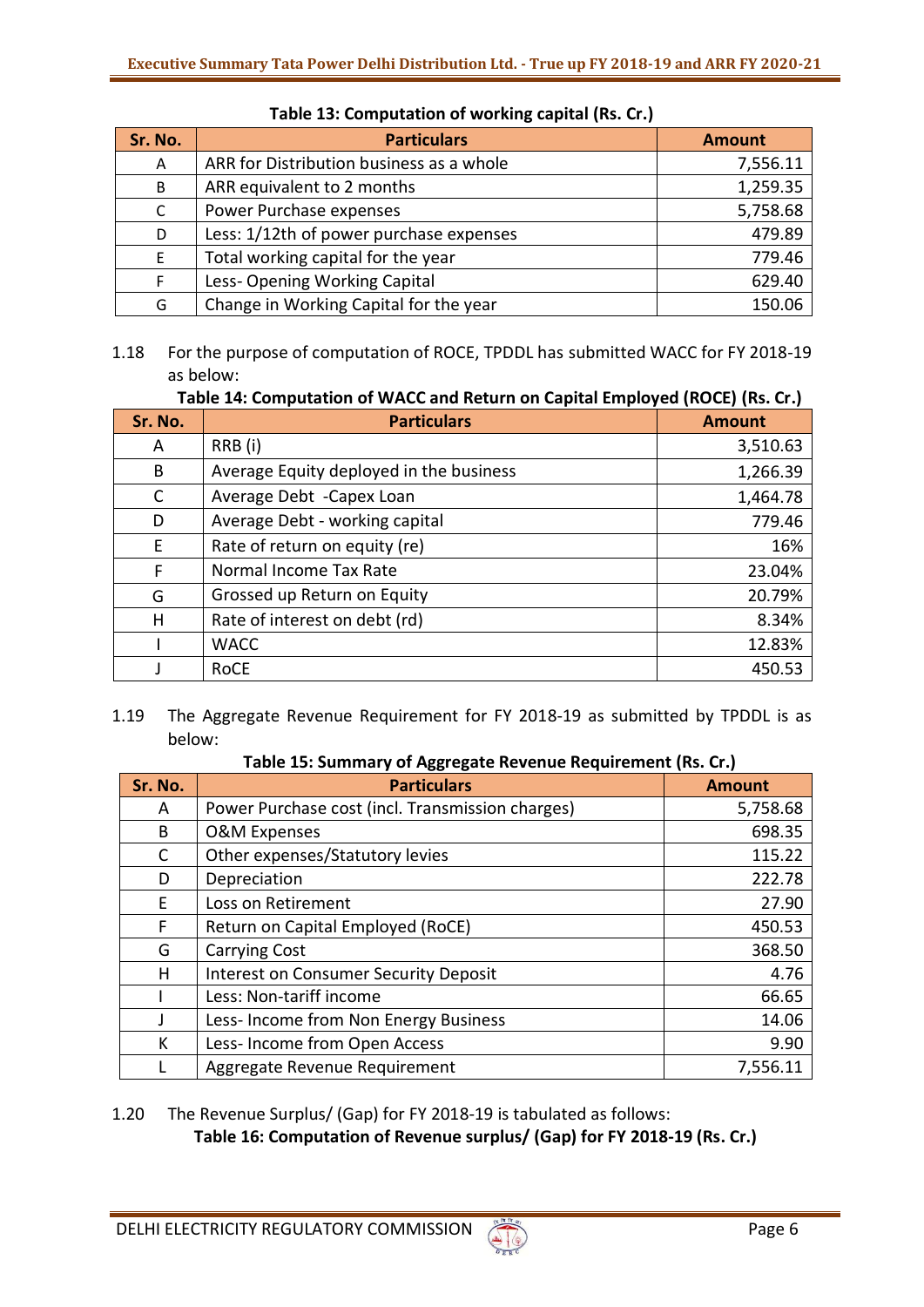**Table 13: Computation of working capital (Rs. Cr.)**

| Sr. No. | Particulars | Amount |
|---|---|---|
| A | ARR for Distribution business as a whole | 7,556.11 |
| B | ARR equivalent to 2 months | 1,259.35 |
| C | Power Purchase expenses | 5,758.68 |
| D | Less: 1/12th of power purchase expenses | 479.89 |
| E | Total working capital for the year | 779.46 |
| F | Less- Opening Working Capital | 629.40 |
| G | Change in Working Capital for the year | 150.06 |

1.18 For the purpose of computation of ROCE, TPDDL has submitted WACC for FY 2018-19 as below:

**Table 14: Computation of WACC and Return on Capital Employed (ROCE) (Rs. Cr.)**

| Sr. No. | Particulars | Amount |
|---|---|---|
| A | RRB (i) | 3,510.63 |
| B | Average Equity deployed in the business | 1,266.39 |
| C | Average Debt -Capex Loan | 1,464.78 |
| D | Average Debt - working capital | 779.46 |
| E | Rate of return on equity (re) | 16% |
| F | Normal Income Tax Rate | 23.04% |
| G | Grossed up Return on Equity | 20.79% |
| H | Rate of interest on debt (rd) | 8.34% |
| I | WACC | 12.83% |
| J | RoCE | 450.53 |

1.19 The Aggregate Revenue Requirement for FY 2018-19 as submitted by TPDDL is as below:

**Table 15: Summary of Aggregate Revenue Requirement (Rs. Cr.)**

| Sr. No. | Particulars | Amount |
|---|---|---|
| A | Power Purchase cost (incl. Transmission charges) | 5,758.68 |
| B | O&M Expenses | 698.35 |
| C | Other expenses/Statutory levies | 115.22 |
| D | Depreciation | 222.78 |
| E | Loss on Retirement | 27.90 |
| F | Return on Capital Employed (RoCE) | 450.53 |
| G | Carrying Cost | 368.50 |
| H | Interest on Consumer Security Deposit | 4.76 |
| I | Less: Non-tariff income | 66.65 |
| J | Less- Income from Non Energy Business | 14.06 |
| K | Less- Income from Open Access | 9.90 |
| L | Aggregate Revenue Requirement | 7,556.11 |

1.20 The Revenue Surplus/ (Gap) for FY 2018-19 is tabulated as follows:

**Table 16: Computation of Revenue surplus/ (Gap) for FY 2018-19 (Rs. Cr.)**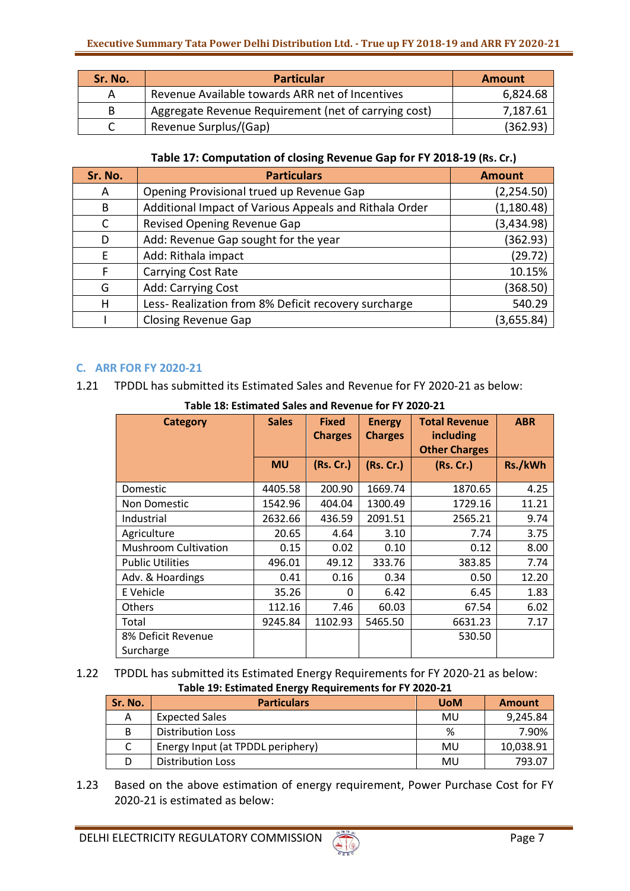| Sr. No. | Particular | Amount |
|---|---|---|
| A | Revenue Available towards ARR net of Incentives | 6,824.68 |
| B | Aggregate Revenue Requirement (net of carrying cost) | 7,187.61 |
| C | Revenue Surplus/(Gap) | (362.93) |

**Table 17: Computation of closing Revenue Gap for FY 2018-19 (Rs. Cr.)**

| Sr. No. | Particulars | Amount |
|---|---|---|
| A | Opening Provisional trued up Revenue Gap | (2,254.50) |
| B | Additional Impact of Various Appeals and Rithala Order | (1,180.48) |
| C | Revised Opening Revenue Gap | (3,434.98) |
| D | Add: Revenue Gap sought for the year | (362.93) |
| E | Add: Rithala impact | (29.72) |
| F | Carrying Cost Rate | 10.15% |
| G | Add: Carrying Cost | (368.50) |
| H | Less- Realization from 8% Deficit recovery surcharge | 540.29 |
| I | Closing Revenue Gap | (3,655.84) |

## C. ARR FOR FY 2020-21

1.21 TPDDL has submitted its Estimated Sales and Revenue for FY 2020-21 as below:

**Table 18: Estimated Sales and Revenue for FY 2020-21**

| Category | Sales | Fixed Charges | Energy Charges | Total Revenue including Other Charges | ABR |
|---|---|---|---|---|---|
| | MU | (Rs. Cr.) | (Rs. Cr.) | (Rs. Cr.) | Rs./kWh |
| Domestic | 4405.58 | 200.90 | 1669.74 | 1870.65 | 4.25 |
| Non Domestic | 1542.96 | 404.04 | 1300.49 | 1729.16 | 11.21 |
| Industrial | 2632.66 | 436.59 | 2091.51 | 2565.21 | 9.74 |
| Agriculture | 20.65 | 4.64 | 3.10 | 7.74 | 3.75 |
| Mushroom Cultivation | 0.15 | 0.02 | 0.10 | 0.12 | 8.00 |
| Public Utilities | 496.01 | 49.12 | 333.76 | 383.85 | 7.74 |
| Adv. & Hoardings | 0.41 | 0.16 | 0.34 | 0.50 | 12.20 |
| E Vehicle | 35.26 | 0 | 6.42 | 6.45 | 1.83 |
| Others | 112.16 | 7.46 | 60.03 | 67.54 | 6.02 |
| Total | 9245.84 | 1102.93 | 5465.50 | 6631.23 | 7.17 |
| 8% Deficit Revenue Surcharge | | | | 530.50 | |

1.22 TPDDL has submitted its Estimated Energy Requirements for FY 2020-21 as below:

**Table 19: Estimated Energy Requirements for FY 2020-21**

| Sr. No. | Particulars | UoM | Amount |
|---|---|---|---|
| A | Expected Sales | MU | 9,245.84 |
| B | Distribution Loss | % | 7.90% |
| C | Energy Input (at TPDDL periphery) | MU | 10,038.91 |
| D | Distribution Loss | MU | 793.07 |

1.23 Based on the above estimation of energy requirement, Power Purchase Cost for FY 2020-21 is estimated as below: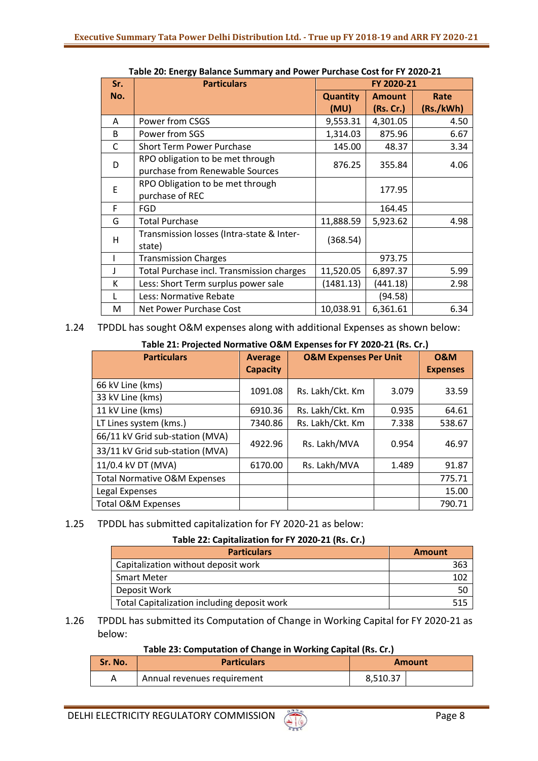**Table 20: Energy Balance Summary and Power Purchase Cost for FY 2020-21**

| Sr. No. | Particulars | FY 2020-21 | | |
|---|---|---|---|---|
| | | Quantity (MU) | Amount (Rs. Cr.) | Rate (Rs./kWh) |
| A | Power from CSGS | 9,553.31 | 4,301.05 | 4.50 |
| B | Power from SGS | 1,314.03 | 875.96 | 6.67 |
| C | Short Term Power Purchase | 145.00 | 48.37 | 3.34 |
| D | RPO obligation to be met through purchase from Renewable Sources | 876.25 | 355.84 | 4.06 |
| E | RPO Obligation to be met through purchase of REC | | 177.95 | |
| F | FGD | | 164.45 | |
| G | Total Purchase | 11,888.59 | 5,923.62 | 4.98 |
| H | Transmission losses (Intra-state & Inter-state) | (368.54) | | |
| I | Transmission Charges | | 973.75 | |
| J | Total Purchase incl. Transmission charges | 11,520.05 | 6,897.37 | 5.99 |
| K | Less: Short Term surplus power sale | (1481.13) | (441.18) | 2.98 |
| L | Less: Normative Rebate | | (94.58) | |
| M | Net Power Purchase Cost | 10,038.91 | 6,361.61 | 6.34 |

1.24 TPDDL has sought O&M expenses along with additional Expenses as shown below:

**Table 21: Projected Normative O&M Expenses for FY 2020-21 (Rs. Cr.)**

| Particulars | Average Capacity | O&M Expenses Per Unit | | O&M Expenses |
|---|---|---|---|---|
| 66 kV Line (kms) / 33 kV Line (kms) | 1091.08 | Rs. Lakh/Ckt. Km | 3.079 | 33.59 |
| 11 kV Line (kms) | 6910.36 | Rs. Lakh/Ckt. Km | 0.935 | 64.61 |
| LT Lines system (kms.) | 7340.86 | Rs. Lakh/Ckt. Km | 7.338 | 538.67 |
| 66/11 kV Grid sub-station (MVA) / 33/11 kV Grid sub-station (MVA) | 4922.96 | Rs. Lakh/MVA | 0.954 | 46.97 |
| 11/0.4 kV DT (MVA) | 6170.00 | Rs. Lakh/MVA | 1.489 | 91.87 |
| Total Normative O&M Expenses | | | | 775.71 |
| Legal Expenses | | | | 15.00 |
| Total O&M Expenses | | | | 790.71 |

1.25 TPDDL has submitted capitalization for FY 2020-21 as below:

**Table 22: Capitalization for FY 2020-21 (Rs. Cr.)**

| Particulars | Amount |
|---|---|
| Capitalization without deposit work | 363 |
| Smart Meter | 102 |
| Deposit Work | 50 |
| Total Capitalization including deposit work | 515 |

1.26 TPDDL has submitted its Computation of Change in Working Capital for FY 2020-21 as below:

**Table 23: Computation of Change in Working Capital (Rs. Cr.)**

| Sr. No. | Particulars | Amount | |
|---|---|---|---|
| A | Annual revenues requirement | 8,510.37 | |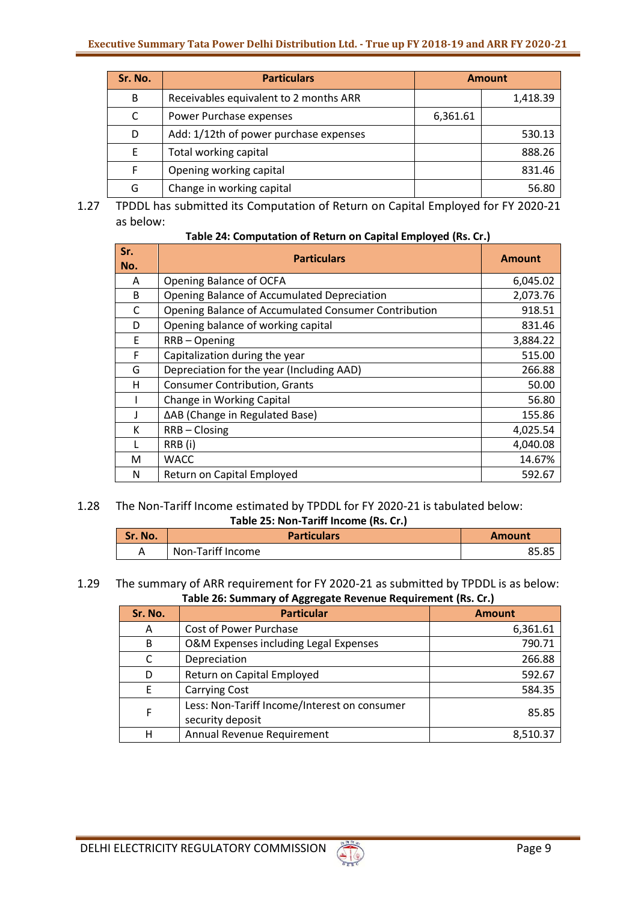| Sr. No. | Particulars | Amount | |
|---|---|---|---|
| B | Receivables equivalent to 2 months ARR | | 1,418.39 |
| C | Power Purchase expenses | 6,361.61 | |
| D | Add: 1/12th of power purchase expenses | | 530.13 |
| E | Total working capital | | 888.26 |
| F | Opening working capital | | 831.46 |
| G | Change in working capital | | 56.80 |

1.27 TPDDL has submitted its Computation of Return on Capital Employed for FY 2020-21 as below:

**Table 24: Computation of Return on Capital Employed (Rs. Cr.)**

| Sr. No. | Particulars | Amount |
|---|---|---|
| A | Opening Balance of OCFA | 6,045.02 |
| B | Opening Balance of Accumulated Depreciation | 2,073.76 |
| C | Opening Balance of Accumulated Consumer Contribution | 918.51 |
| D | Opening balance of working capital | 831.46 |
| E | RRB – Opening | 3,884.22 |
| F | Capitalization during the year | 515.00 |
| G | Depreciation for the year (Including AAD) | 266.88 |
| H | Consumer Contribution, Grants | 50.00 |
| I | Change in Working Capital | 56.80 |
| J | ΔAB (Change in Regulated Base) | 155.86 |
| K | RRB – Closing | 4,025.54 |
| L | RRB (i) | 4,040.08 |
| M | WACC | 14.67% |
| N | Return on Capital Employed | 592.67 |

1.28 The Non-Tariff Income estimated by TPDDL for FY 2020-21 is tabulated below:

**Table 25: Non-Tariff Income (Rs. Cr.)**

| Sr. No. | Particulars | Amount |
|---|---|---|
| A | Non-Tariff Income | 85.85 |

1.29 The summary of ARR requirement for FY 2020-21 as submitted by TPDDL is as below:

**Table 26: Summary of Aggregate Revenue Requirement (Rs. Cr.)**

| Sr. No. | Particular | Amount |
|---|---|---|
| A | Cost of Power Purchase | 6,361.61 |
| B | O&M Expenses including Legal Expenses | 790.71 |
| C | Depreciation | 266.88 |
| D | Return on Capital Employed | 592.67 |
| E | Carrying Cost | 584.35 |
| F | Less: Non-Tariff Income/Interest on consumer security deposit | 85.85 |
| H | Annual Revenue Requirement | 8,510.37 |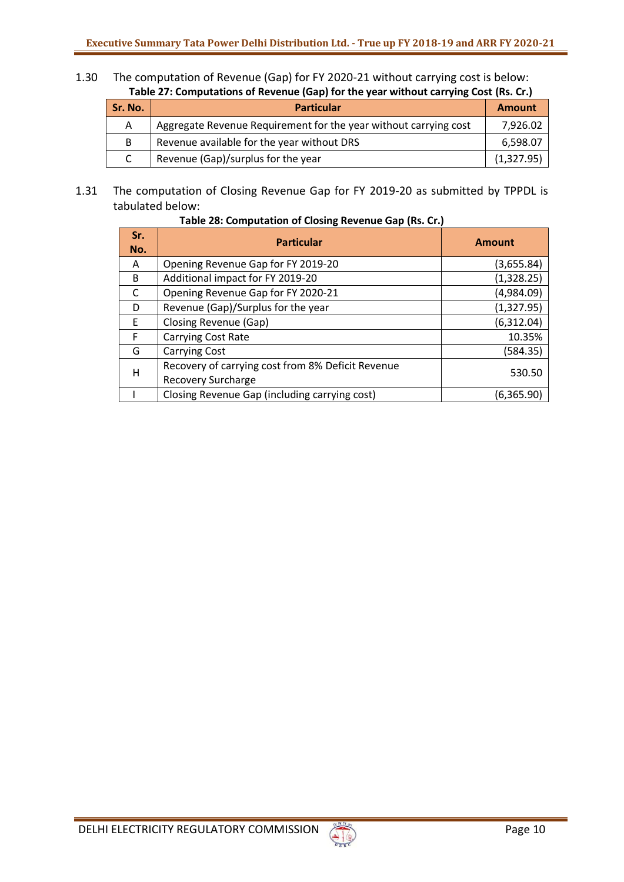1.30 The computation of Revenue (Gap) for FY 2020-21 without carrying cost is below:

**Table 27: Computations of Revenue (Gap) for the year without carrying Cost (Rs. Cr.)**

| Sr. No. | Particular | Amount |
|---|---|---|
| A | Aggregate Revenue Requirement for the year without carrying cost | 7,926.02 |
| B | Revenue available for the year without DRS | 6,598.07 |
| C | Revenue (Gap)/surplus for the year | (1,327.95) |

1.31 The computation of Closing Revenue Gap for FY 2019-20 as submitted by TPPDL is tabulated below:

**Table 28: Computation of Closing Revenue Gap (Rs. Cr.)**

| Sr. No. | Particular | Amount |
|---|---|---|
| A | Opening Revenue Gap for FY 2019-20 | (3,655.84) |
| B | Additional impact for FY 2019-20 | (1,328.25) |
| C | Opening Revenue Gap for FY 2020-21 | (4,984.09) |
| D | Revenue (Gap)/Surplus for the year | (1,327.95) |
| E | Closing Revenue (Gap) | (6,312.04) |
| F | Carrying Cost Rate | 10.35% |
| G | Carrying Cost | (584.35) |
| H | Recovery of carrying cost from 8% Deficit Revenue Recovery Surcharge | 530.50 |
| I | Closing Revenue Gap (including carrying cost) | (6,365.90) |